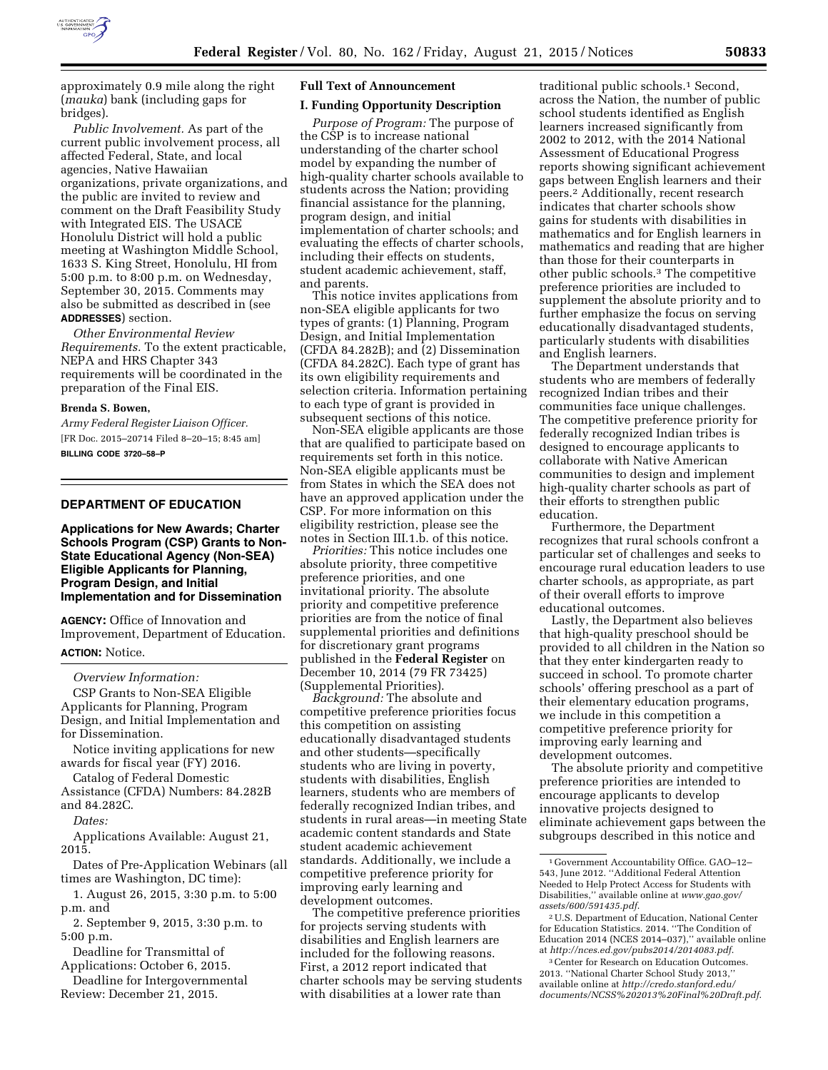approximately 0.9 mile along the right (*mauka*) bank (including gaps for bridges).

*Public Involvement.* As part of the current public involvement process, all affected Federal, State, and local agencies, Native Hawaiian organizations, private organizations, and the public are invited to review and comment on the Draft Feasibility Study with Integrated EIS. The USACE Honolulu District will hold a public meeting at Washington Middle School, 1633 S. King Street, Honolulu, HI from 5:00 p.m. to 8:00 p.m. on Wednesday, September 30, 2015. Comments may also be submitted as described in (see **ADDRESSES**) section.

*Other Environmental Review Requirements.* To the extent practicable, NEPA and HRS Chapter 343 requirements will be coordinated in the preparation of the Final EIS.

**Brenda S. Bowen,**

*Army Federal Register Liaison Officer.*

[FR Doc. 2015–20714 Filed 8–20–15; 8:45 am]

**BILLING CODE 3720–58–P**

## DEPARTMENT OF EDUCATION

### Applications for New Awards; Charter Schools Program (CSP) Grants to Non-State Educational Agency (Non-SEA) Eligible Applicants for Planning, Program Design, and Initial Implementation and for Dissemination

**AGENCY:** Office of Innovation and Improvement, Department of Education.

**ACTION:** Notice.

*Overview Information:*

CSP Grants to Non-SEA Eligible Applicants for Planning, Program Design, and Initial Implementation and for Dissemination.

Notice inviting applications for new awards for fiscal year (FY) 2016.

Catalog of Federal Domestic Assistance (CFDA) Numbers: 84.282B and 84.282C.

*Dates:*

Applications Available: August 21, 2015.

Dates of Pre-Application Webinars (all times are Washington, DC time):

1. August 26, 2015, 3:30 p.m. to 5:00 p.m. and

2. September 9, 2015, 3:30 p.m. to 5:00 p.m.

Deadline for Transmittal of Applications: October 6, 2015.

Deadline for Intergovernmental Review: December 21, 2015.

### Full Text of Announcement

### I. Funding Opportunity Description

*Purpose of Program:* The purpose of the CSP is to increase national understanding of the charter school model by expanding the number of high-quality charter schools available to students across the Nation; providing financial assistance for the planning, program design, and initial implementation of charter schools; and evaluating the effects of charter schools, including their effects on students, student academic achievement, staff, and parents.

This notice invites applications from non-SEA eligible applicants for two types of grants: (1) Planning, Program Design, and Initial Implementation (CFDA 84.282B); and (2) Dissemination (CFDA 84.282C). Each type of grant has its own eligibility requirements and selection criteria. Information pertaining to each type of grant is provided in subsequent sections of this notice.

Non-SEA eligible applicants are those that are qualified to participate based on requirements set forth in this notice. Non-SEA eligible applicants must be from States in which the SEA does not have an approved application under the CSP. For more information on this eligibility restriction, please see the notes in Section III.1.b. of this notice.

*Priorities:* This notice includes one absolute priority, three competitive preference priorities, and one invitational priority. The absolute priority and competitive preference priorities are from the notice of final supplemental priorities and definitions for discretionary grant programs published in the **Federal Register** on December 10, 2014 (79 FR 73425) (Supplemental Priorities).

*Background:* The absolute and competitive preference priorities focus this competition on assisting educationally disadvantaged students and other students—specifically students who are living in poverty, students with disabilities, English learners, students who are members of federally recognized Indian tribes, and students in rural areas—in meeting State academic content standards and State student academic achievement standards. Additionally, we include a competitive preference priority for improving early learning and development outcomes.

The competitive preference priorities for projects serving students with disabilities and English learners are included for the following reasons. First, a 2012 report indicated that charter schools may be serving students with disabilities at a lower rate than traditional public schools.[1] Second, across the Nation, the number of public school students identified as English learners increased significantly from 2002 to 2012, with the 2014 National Assessment of Educational Progress reports showing significant achievement gaps between English learners and their peers.[2] Additionally, recent research indicates that charter schools show gains for students with disabilities in mathematics and for English learners in mathematics and reading that are higher than those for their counterparts in other public schools.[3] The competitive preference priorities are included to supplement the absolute priority and to further emphasize the focus on serving educationally disadvantaged students, particularly students with disabilities and English learners.

The Department understands that students who are members of federally recognized Indian tribes and their communities face unique challenges. The competitive preference priority for federally recognized Indian tribes is designed to encourage applicants to collaborate with Native American communities to design and implement high-quality charter schools as part of their efforts to strengthen public education.

Furthermore, the Department recognizes that rural schools confront a particular set of challenges and seeks to encourage rural education leaders to use charter schools, as appropriate, as part of their overall efforts to improve educational outcomes.

Lastly, the Department also believes that high-quality preschool should be provided to all children in the Nation so that they enter kindergarten ready to succeed in school. To promote charter schools' offering preschool as a part of their elementary education programs, we include in this competition a competitive preference priority for improving early learning and development outcomes.

The absolute priority and competitive preference priorities are intended to encourage applicants to develop innovative projects designed to eliminate achievement gaps between the subgroups described in this notice and

---

[1] Government Accountability Office. GAO–12–543, June 2012. ''Additional Federal Attention Needed to Help Protect Access for Students with Disabilities,'' available online at *www.gao.gov/assets/600/591435.pdf*.

[2] U.S. Department of Education, National Center for Education Statistics. 2014. ''The Condition of Education 2014 (NCES 2014–037),'' available online at *http://nces.ed.gov/pubs2014/2014083.pdf*.

[3] Center for Research on Education Outcomes. 2013. ''National Charter School Study 2013,'' available online at *http://credo.stanford.edu/documents/NCSS%202013%20Final%20Draft.pdf*.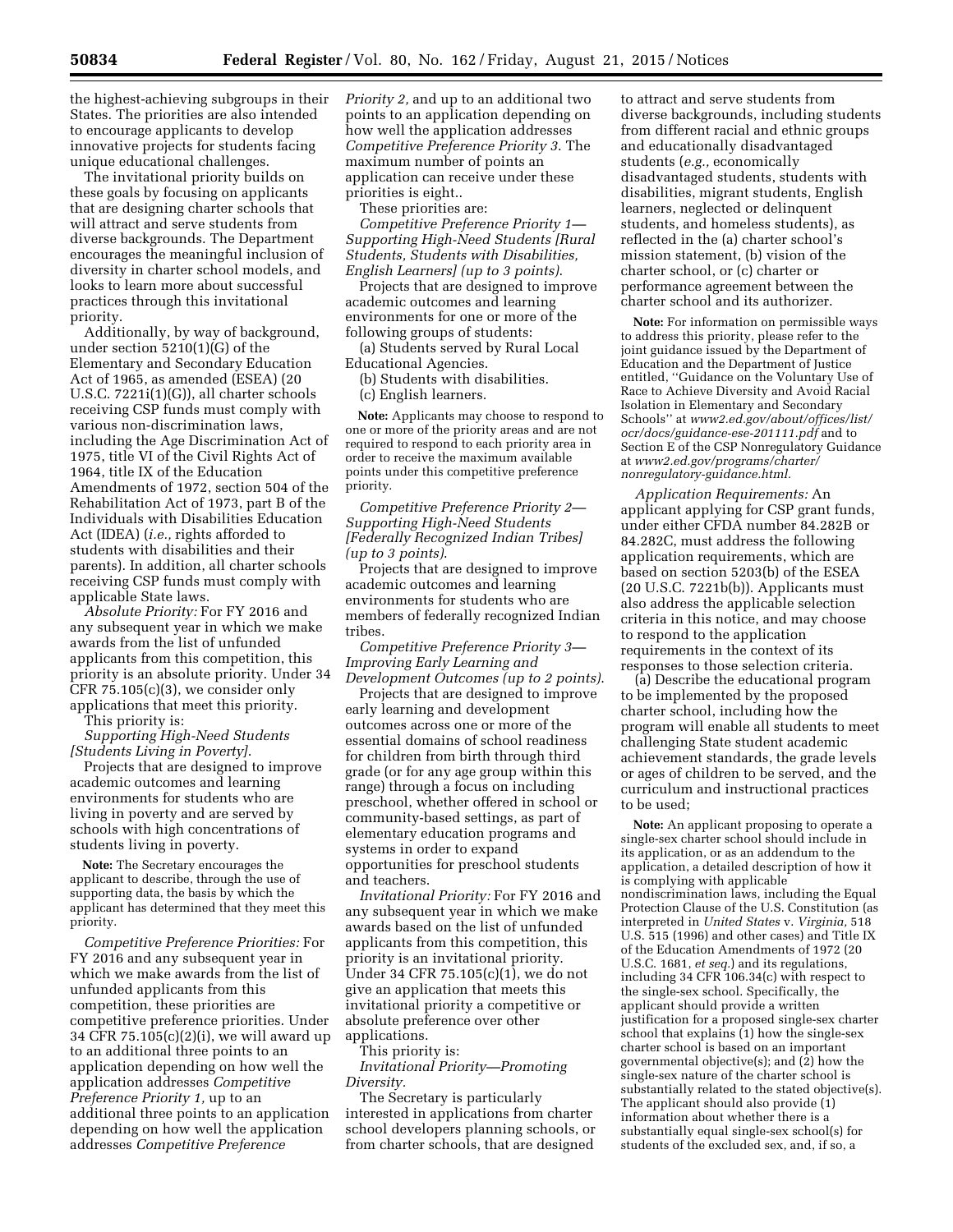the highest-achieving subgroups in their States. The priorities are also intended to encourage applicants to develop innovative projects for students facing unique educational challenges.

The invitational priority builds on these goals by focusing on applicants that are designing charter schools that will attract and serve students from diverse backgrounds. The Department encourages the meaningful inclusion of diversity in charter school models, and looks to learn more about successful practices through this invitational priority.

Additionally, by way of background, under section 5210(1)(G) of the Elementary and Secondary Education Act of 1965, as amended (ESEA) (20 U.S.C. 7221i(1)(G)), all charter schools receiving CSP funds must comply with various non-discrimination laws, including the Age Discrimination Act of 1975, title VI of the Civil Rights Act of 1964, title IX of the Education Amendments of 1972, section 504 of the Rehabilitation Act of 1973, part B of the Individuals with Disabilities Education Act (IDEA) (*i.e.,* rights afforded to students with disabilities and their parents). In addition, all charter schools receiving CSP funds must comply with applicable State laws.

*Absolute Priority:* For FY 2016 and any subsequent year in which we make awards from the list of unfunded applicants from this competition, this priority is an absolute priority. Under 34 CFR 75.105(c)(3), we consider only applications that meet this priority.

This priority is:

*Supporting High-Need Students [Students Living in Poverty].*

Projects that are designed to improve academic outcomes and learning environments for students who are living in poverty and are served by schools with high concentrations of students living in poverty.

**Note:** The Secretary encourages the applicant to describe, through the use of supporting data, the basis by which the applicant has determined that they meet this priority.

*Competitive Preference Priorities:* For FY 2016 and any subsequent year in which we make awards from the list of unfunded applicants from this competition, these priorities are competitive preference priorities. Under 34 CFR 75.105(c)(2)(i), we will award up to an additional three points to an application depending on how well the application addresses *Competitive Preference Priority 1,* up to an additional three points to an application depending on how well the application addresses *Competitive Preference Priority 2,* and up to an additional two points to an application depending on how well the application addresses *Competitive Preference Priority 3.* The maximum number of points an application can receive under these priorities is eight..

These priorities are:

*Competitive Preference Priority 1—Supporting High-Need Students [Rural Students, Students with Disabilities, English Learners] (up to 3 points).*

Projects that are designed to improve academic outcomes and learning environments for one or more of the following groups of students:

(a) Students served by Rural Local Educational Agencies.

(b) Students with disabilities.

(c) English learners.

**Note:** Applicants may choose to respond to one or more of the priority areas and are not required to respond to each priority area in order to receive the maximum available points under this competitive preference priority.

*Competitive Preference Priority 2—Supporting High-Need Students [Federally Recognized Indian Tribes] (up to 3 points).*

Projects that are designed to improve academic outcomes and learning environments for students who are members of federally recognized Indian tribes.

*Competitive Preference Priority 3—Improving Early Learning and Development Outcomes (up to 2 points).*

Projects that are designed to improve early learning and development outcomes across one or more of the essential domains of school readiness for children from birth through third grade (or for any age group within this range) through a focus on including preschool, whether offered in school or community-based settings, as part of elementary education programs and systems in order to expand opportunities for preschool students and teachers.

*Invitational Priority:* For FY 2016 and any subsequent year in which we make awards based on the list of unfunded applicants from this competition, this priority is an invitational priority. Under 34 CFR 75.105(c)(1), we do not give an application that meets this invitational priority a competitive or absolute preference over other applications.

This priority is:

*Invitational Priority—Promoting Diversity.*

The Secretary is particularly interested in applications from charter school developers planning schools, or from charter schools, that are designed to attract and serve students from diverse backgrounds, including students from different racial and ethnic groups and educationally disadvantaged students (*e.g.,* economically disadvantaged students, students with disabilities, migrant students, English learners, neglected or delinquent students, and homeless students), as reflected in the (a) charter school's mission statement, (b) vision of the charter school, or (c) charter or performance agreement between the charter school and its authorizer.

**Note:** For information on permissible ways to address this priority, please refer to the joint guidance issued by the Department of Education and the Department of Justice entitled, "Guidance on the Voluntary Use of Race to Achieve Diversity and Avoid Racial Isolation in Elementary and Secondary Schools" at *www2.ed.gov/about/offices/list/ocr/docs/guidance-ese-201111.pdf* and to Section E of the CSP Nonregulatory Guidance at *www2.ed.gov/programs/charter/nonregulatory-guidance.html.*

*Application Requirements:* An applicant applying for CSP grant funds, under either CFDA number 84.282B or 84.282C, must address the following application requirements, which are based on section 5203(b) of the ESEA (20 U.S.C. 7221b(b)). Applicants must also address the applicable selection criteria in this notice, and may choose to respond to the application requirements in the context of its responses to those selection criteria.

(a) Describe the educational program to be implemented by the proposed charter school, including how the program will enable all students to meet challenging State student academic achievement standards, the grade levels or ages of children to be served, and the curriculum and instructional practices to be used;

**Note:** An applicant proposing to operate a single-sex charter school should include in its application, or as an addendum to the application, a detailed description of how it is complying with applicable nondiscrimination laws, including the Equal Protection Clause of the U.S. Constitution (as interpreted in *United States* v. *Virginia,* 518 U.S. 515 (1996) and other cases) and Title IX of the Education Amendments of 1972 (20 U.S.C. 1681, *et seq.*) and its regulations, including 34 CFR 106.34(c) with respect to the single-sex school. Specifically, the applicant should provide a written justification for a proposed single-sex charter school that explains (1) how the single-sex charter school is based on an important governmental objective(s); and (2) how the single-sex nature of the charter school is substantially related to the stated objective(s). The applicant should also provide (1) information about whether there is a substantially equal single-sex school(s) for students of the excluded sex, and, if so, a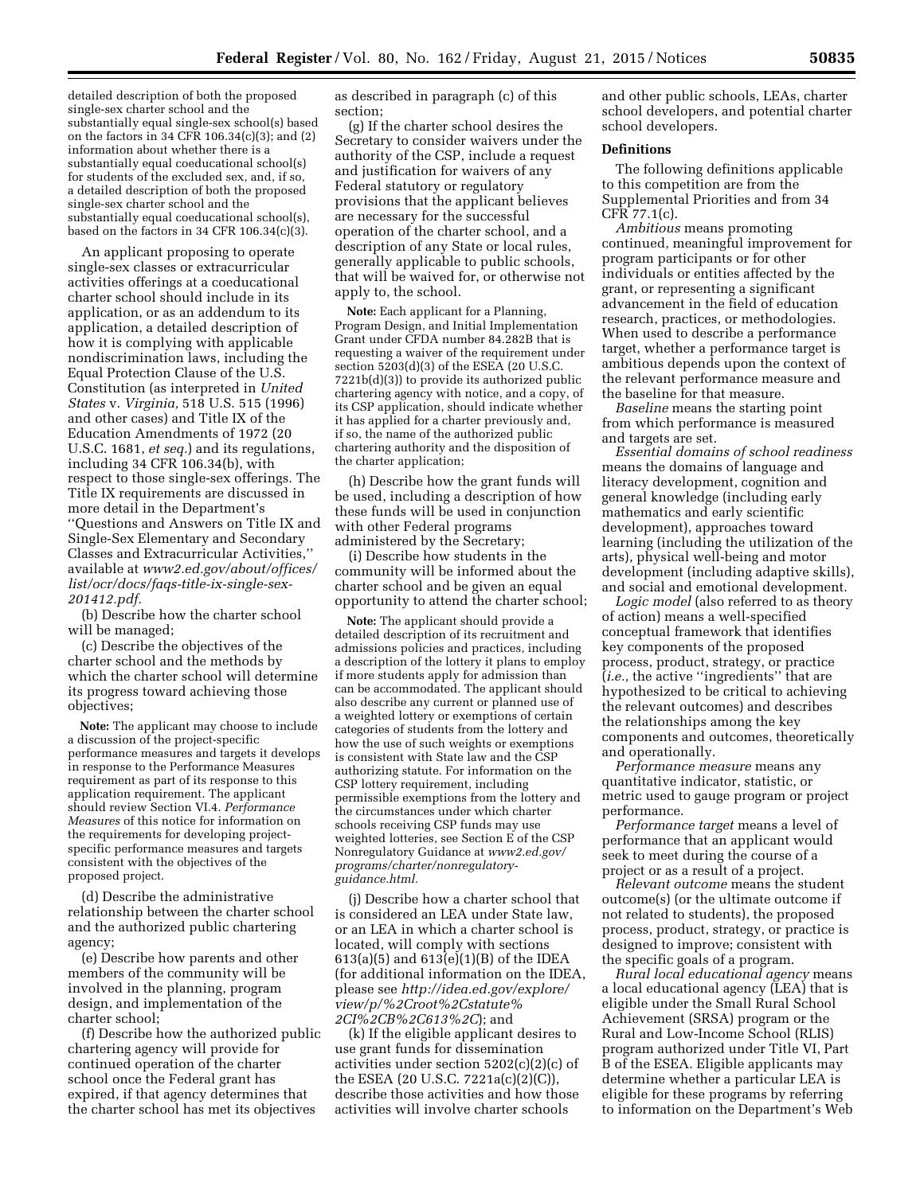detailed description of both the proposed single-sex charter school and the substantially equal single-sex school(s) based on the factors in 34 CFR 106.34(c)(3); and (2) information about whether there is a substantially equal coeducational school(s) for students of the excluded sex, and, if so, a detailed description of both the proposed single-sex charter school and the substantially equal coeducational school(s), based on the factors in 34 CFR 106.34(c)(3).

An applicant proposing to operate single-sex classes or extracurricular activities offerings at a coeducational charter school should include in its application, or as an addendum to its application, a detailed description of how it is complying with applicable nondiscrimination laws, including the Equal Protection Clause of the U.S. Constitution (as interpreted in *United States* v. *Virginia,* 518 U.S. 515 (1996) and other cases) and Title IX of the Education Amendments of 1972 (20 U.S.C. 1681, *et seq.*) and its regulations, including 34 CFR 106.34(b), with respect to those single-sex offerings. The Title IX requirements are discussed in more detail in the Department's ''Questions and Answers on Title IX and Single-Sex Elementary and Secondary Classes and Extracurricular Activities,'' available at *www2.ed.gov/about/offices/list/ocr/docs/faqs-title-ix-single-sex-201412.pdf.*

(b) Describe how the charter school will be managed;

(c) Describe the objectives of the charter school and the methods by which the charter school will determine its progress toward achieving those objectives;

**Note:** The applicant may choose to include a discussion of the project-specific performance measures and targets it develops in response to the Performance Measures requirement as part of its response to this application requirement. The applicant should review Section VI.4. *Performance Measures* of this notice for information on the requirements for developing project-specific performance measures and targets consistent with the objectives of the proposed project.

(d) Describe the administrative relationship between the charter school and the authorized public chartering agency;

(e) Describe how parents and other members of the community will be involved in the planning, program design, and implementation of the charter school;

(f) Describe how the authorized public chartering agency will provide for continued operation of the charter school once the Federal grant has expired, if that agency determines that the charter school has met its objectives as described in paragraph (c) of this section;

(g) If the charter school desires the Secretary to consider waivers under the authority of the CSP, include a request and justification for waivers of any Federal statutory or regulatory provisions that the applicant believes are necessary for the successful operation of the charter school, and a description of any State or local rules, generally applicable to public schools, that will be waived for, or otherwise not apply to, the school.

**Note:** Each applicant for a Planning, Program Design, and Initial Implementation Grant under CFDA number 84.282B that is requesting a waiver of the requirement under section 5203(d)(3) of the ESEA (20 U.S.C. 7221b(d)(3)) to provide its authorized public chartering agency with notice, and a copy, of its CSP application, should indicate whether it has applied for a charter previously and, if so, the name of the authorized public chartering authority and the disposition of the charter application;

(h) Describe how the grant funds will be used, including a description of how these funds will be used in conjunction with other Federal programs administered by the Secretary;

(i) Describe how students in the community will be informed about the charter school and be given an equal opportunity to attend the charter school;

**Note:** The applicant should provide a detailed description of its recruitment and admissions policies and practices, including a description of the lottery it plans to employ if more students apply for admission than can be accommodated. The applicant should also describe any current or planned use of a weighted lottery or exemptions of certain categories of students from the lottery and how the use of such weights or exemptions is consistent with State law and the CSP authorizing statute. For information on the CSP lottery requirement, including permissible exemptions from the lottery and the circumstances under which charter schools receiving CSP funds may use weighted lotteries, see Section E of the CSP Nonregulatory Guidance at *www2.ed.gov/programs/charter/nonregulatory-guidance.html.*

(j) Describe how a charter school that is considered an LEA under State law, or an LEA in which a charter school is located, will comply with sections 613(a)(5) and 613(e)(1)(B) of the IDEA (for additional information on the IDEA, please see *http://idea.ed.gov/explore/view/p/%2Croot%2Cstatute%2CI%2CB%2C613%2C*); and

(k) If the eligible applicant desires to use grant funds for dissemination activities under section 5202(c)(2)(c) of the ESEA (20 U.S.C. 7221a(c)(2)(C)), describe those activities and how those activities will involve charter schools and other public schools, LEAs, charter school developers, and potential charter school developers.

**Definitions**

The following definitions applicable to this competition are from the Supplemental Priorities and from 34 CFR 77.1(c).

*Ambitious* means promoting continued, meaningful improvement for program participants or for other individuals or entities affected by the grant, or representing a significant advancement in the field of education research, practices, or methodologies. When used to describe a performance target, whether a performance target is ambitious depends upon the context of the relevant performance measure and the baseline for that measure.

*Baseline* means the starting point from which performance is measured and targets are set.

*Essential domains of school readiness* means the domains of language and literacy development, cognition and general knowledge (including early mathematics and early scientific development), approaches toward learning (including the utilization of the arts), physical well-being and motor development (including adaptive skills), and social and emotional development.

*Logic model* (also referred to as theory of action) means a well-specified conceptual framework that identifies key components of the proposed process, product, strategy, or practice (*i.e.,* the active ''ingredients'' that are hypothesized to be critical to achieving the relevant outcomes) and describes the relationships among the key components and outcomes, theoretically and operationally.

*Performance measure* means any quantitative indicator, statistic, or metric used to gauge program or project performance.

*Performance target* means a level of performance that an applicant would seek to meet during the course of a project or as a result of a project.

*Relevant outcome* means the student outcome(s) (or the ultimate outcome if not related to students), the proposed process, product, strategy, or practice is designed to improve; consistent with the specific goals of a program.

*Rural local educational agency* means a local educational agency (LEA) that is eligible under the Small Rural School Achievement (SRSA) program or the Rural and Low-Income School (RLIS) program authorized under Title VI, Part B of the ESEA. Eligible applicants may determine whether a particular LEA is eligible for these programs by referring to information on the Department's Web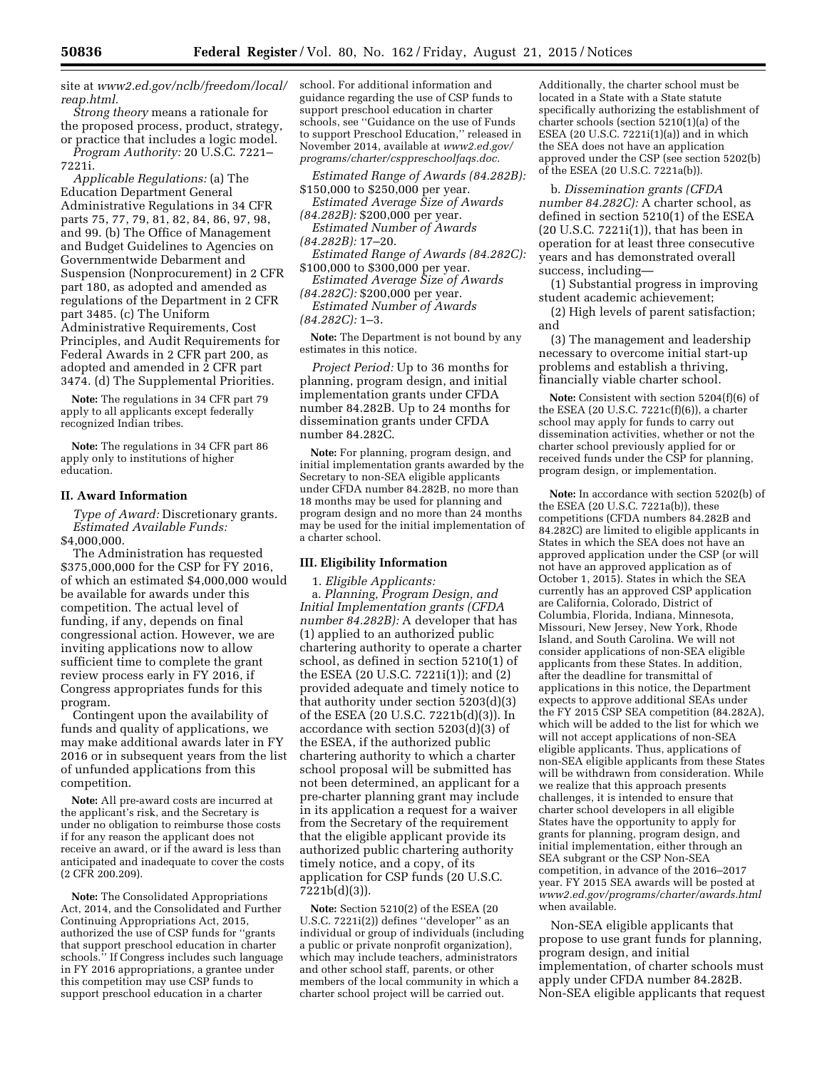site at *www2.ed.gov/nclb/freedom/local/reap.html.*

*Strong theory* means a rationale for the proposed process, product, strategy, or practice that includes a logic model.

*Program Authority:* 20 U.S.C. 7221–7221i.

*Applicable Regulations:* (a) The Education Department General Administrative Regulations in 34 CFR parts 75, 77, 79, 81, 82, 84, 86, 97, 98, and 99. (b) The Office of Management and Budget Guidelines to Agencies on Governmentwide Debarment and Suspension (Nonprocurement) in 2 CFR part 180, as adopted and amended as regulations of the Department in 2 CFR part 3485. (c) The Uniform Administrative Requirements, Cost Principles, and Audit Requirements for Federal Awards in 2 CFR part 200, as adopted and amended in 2 CFR part 3474. (d) The Supplemental Priorities.

**Note:** The regulations in 34 CFR part 79 apply to all applicants except federally recognized Indian tribes.

**Note:** The regulations in 34 CFR part 86 apply only to institutions of higher education.

## II. Award Information

*Type of Award:* Discretionary grants.

*Estimated Available Funds:* $4,000,000.

The Administration has requested $375,000,000 for the CSP for FY 2016, of which an estimated $4,000,000 would be available for awards under this competition. The actual level of funding, if any, depends on final congressional action. However, we are inviting applications now to allow sufficient time to complete the grant review process early in FY 2016, if Congress appropriates funds for this program.

Contingent upon the availability of funds and quality of applications, we may make additional awards later in FY 2016 or in subsequent years from the list of unfunded applications from this competition.

**Note:** All pre-award costs are incurred at the applicant's risk, and the Secretary is under no obligation to reimburse those costs if for any reason the applicant does not receive an award, or if the award is less than anticipated and inadequate to cover the costs (2 CFR 200.209).

**Note:** The Consolidated Appropriations Act, 2014, and the Consolidated and Further Continuing Appropriations Act, 2015, authorized the use of CSP funds for "grants that support preschool education in charter schools." If Congress includes such language in FY 2016 appropriations, a grantee under this competition may use CSP funds to support preschool education in a charter school. For additional information and guidance regarding the use of CSP funds to support preschool education in charter schools, see "Guidance on the use of Funds to support Preschool Education," released in November 2014, available at *www2.ed.gov/programs/charter/csppreschoolfaqs.doc.*

*Estimated Range of Awards (84.282B):* $150,000 to $250,000 per year.

*Estimated Average Size of Awards (84.282B):* $200,000 per year.

*Estimated Number of Awards (84.282B):* 17–20.

*Estimated Range of Awards (84.282C):* $100,000 to $300,000 per year.

*Estimated Average Size of Awards (84.282C):* $200,000 per year.

*Estimated Number of Awards (84.282C):* 1–3.

**Note:** The Department is not bound by any estimates in this notice.

*Project Period:* Up to 36 months for planning, program design, and initial implementation grants under CFDA number 84.282B. Up to 24 months for dissemination grants under CFDA number 84.282C.

**Note:** For planning, program design, and initial implementation grants awarded by the Secretary to non-SEA eligible applicants under CFDA number 84.282B, no more than 18 months may be used for planning and program design and no more than 24 months may be used for the initial implementation of a charter school.

## III. Eligibility Information

1. *Eligible Applicants:*

a. *Planning, Program Design, and Initial Implementation grants (CFDA number 84.282B):* A developer that has (1) applied to an authorized public chartering authority to operate a charter school, as defined in section 5210(1) of the ESEA (20 U.S.C. 7221i(1)); and (2) provided adequate and timely notice to that authority under section 5203(d)(3) of the ESEA (20 U.S.C. 7221b(d)(3)). In accordance with section 5203(d)(3) of the ESEA, if the authorized public chartering authority to which a charter school proposal will be submitted has not been determined, an applicant for a pre-charter planning grant may include in its application a request for a waiver from the Secretary of the requirement that the eligible applicant provide its authorized public chartering authority timely notice, and a copy, of its application for CSP funds (20 U.S.C. 7221b(d)(3)).

**Note:** Section 5210(2) of the ESEA (20 U.S.C. 7221i(2)) defines "developer" as an individual or group of individuals (including a public or private nonprofit organization), which may include teachers, administrators and other school staff, parents, or other members of the local community in which a charter school project will be carried out. Additionally, the charter school must be located in a State with a State statute specifically authorizing the establishment of charter schools (section 5210(1)(a) of the ESEA (20 U.S.C. 7221i(1)(a)) and in which the SEA does not have an application approved under the CSP (see section 5202(b) of the ESEA (20 U.S.C. 7221a(b)).

b. *Dissemination grants (CFDA number 84.282C):* A charter school, as defined in section 5210(1) of the ESEA (20 U.S.C. 7221i(1)), that has been in operation for at least three consecutive years and has demonstrated overall success, including—

(1) Substantial progress in improving student academic achievement;

(2) High levels of parent satisfaction; and

(3) The management and leadership necessary to overcome initial start-up problems and establish a thriving, financially viable charter school.

**Note:** Consistent with section 5204(f)(6) of the ESEA (20 U.S.C. 7221c(f)(6)), a charter school may apply for funds to carry out dissemination activities, whether or not the charter school previously applied for or received funds under the CSP for planning, program design, or implementation.

**Note:** In accordance with section 5202(b) of the ESEA (20 U.S.C. 7221a(b)), these competitions (CFDA numbers 84.282B and 84.282C) are limited to eligible applicants in States in which the SEA does not have an approved application under the CSP (or will not have an approved application as of October 1, 2015). States in which the SEA currently has an approved CSP application are California, Colorado, District of Columbia, Florida, Indiana, Minnesota, Missouri, New Jersey, New York, Rhode Island, and South Carolina. We will not consider applications of non-SEA eligible applicants from these States. In addition, after the deadline for transmittal of applications in this notice, the Department expects to approve additional SEAs under the FY 2015 CSP SEA competition (84.282A), which will be added to the list for which we will not accept applications of non-SEA eligible applicants. Thus, applications of non-SEA eligible applicants from these States will be withdrawn from consideration. While we realize that this approach presents challenges, it is intended to ensure that charter school developers in all eligible States have the opportunity to apply for grants for planning, program design, and initial implementation, either through an SEA subgrant or the CSP Non-SEA competition, in advance of the 2016–2017 year. FY 2015 SEA awards will be posted at *www2.ed.gov/programs/charter/awards.html* when available.

Non-SEA eligible applicants that propose to use grant funds for planning, program design, and initial implementation, of charter schools must apply under CFDA number 84.282B. Non-SEA eligible applicants that request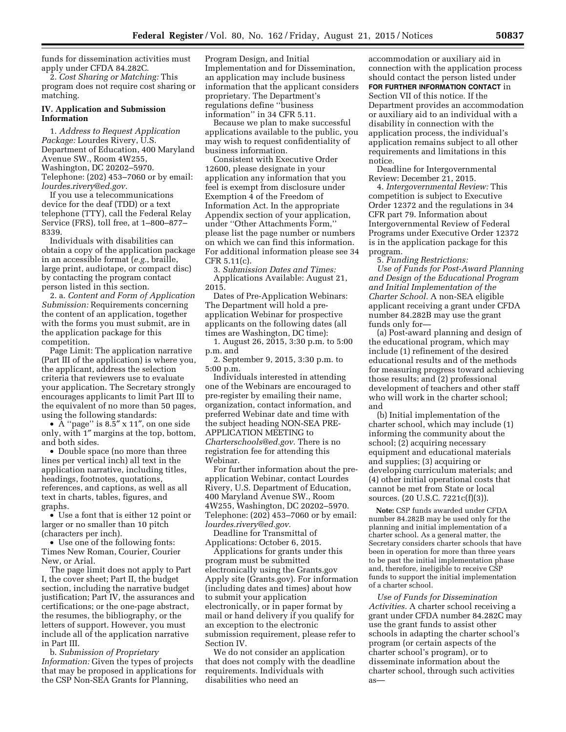funds for dissemination activities must apply under CFDA 84.282C.

2. *Cost Sharing or Matching:* This program does not require cost sharing or matching.

## IV. Application and Submission Information

1. *Address to Request Application Package:* Lourdes Rivery, U.S. Department of Education, 400 Maryland Avenue SW., Room 4W255, Washington, DC 20202–5970. Telephone: (202) 453–7060 or by email: *lourdes.rivery@ed.gov.*

If you use a telecommunications device for the deaf (TDD) or a text telephone (TTY), call the Federal Relay Service (FRS), toll free, at 1–800–877–8339.

Individuals with disabilities can obtain a copy of the application package in an accessible format (*e.g.*, braille, large print, audiotape, or compact disc) by contacting the program contact person listed in this section.

2. a. *Content and Form of Application Submission:* Requirements concerning the content of an application, together with the forms you must submit, are in the application package for this competition.

Page Limit: The application narrative (Part III of the application) is where you, the applicant, address the selection criteria that reviewers use to evaluate your application. The Secretary strongly encourages applicants to limit Part III to the equivalent of no more than 50 pages, using the following standards:

- A ''page'' is 8.5″ x 11″, on one side only, with 1″ margins at the top, bottom, and both sides.
- Double space (no more than three lines per vertical inch) all text in the application narrative, including titles, headings, footnotes, quotations, references, and captions, as well as all text in charts, tables, figures, and graphs.
- Use a font that is either 12 point or larger or no smaller than 10 pitch (characters per inch).
- Use one of the following fonts: Times New Roman, Courier, Courier New, or Arial.

The page limit does not apply to Part I, the cover sheet; Part II, the budget section, including the narrative budget justification; Part IV, the assurances and certifications; or the one-page abstract, the resumes, the bibliography, or the letters of support. However, you must include all of the application narrative in Part III.

b. *Submission of Proprietary Information:* Given the types of projects that may be proposed in applications for the CSP Non-SEA Grants for Planning, Program Design, and Initial Implementation and for Dissemination, an application may include business information that the applicant considers proprietary. The Department's regulations define ''business information'' in 34 CFR 5.11.

Because we plan to make successful applications available to the public, you may wish to request confidentiality of business information.

Consistent with Executive Order 12600, please designate in your application any information that you feel is exempt from disclosure under Exemption 4 of the Freedom of Information Act. In the appropriate Appendix section of your application, under ''Other Attachments Form,'' please list the page number or numbers on which we can find this information. For additional information please see 34 CFR 5.11(c).

3. *Submission Dates and Times:* Applications Available: August 21, 2015.

Dates of Pre-Application Webinars: The Department will hold a pre-application Webinar for prospective applicants on the following dates (all times are Washington, DC time):

1. August 26, 2015, 3:30 p.m. to 5:00 p.m. and
2. September 9, 2015, 3:30 p.m. to 5:00 p.m.

Individuals interested in attending one of the Webinars are encouraged to pre-register by emailing their name, organization, contact information, and preferred Webinar date and time with the subject heading NON-SEA PRE-APPLICATION MEETING to *Charterschools@ed.gov.* There is no registration fee for attending this Webinar.

For further information about the pre-application Webinar, contact Lourdes Rivery, U.S. Department of Education, 400 Maryland Avenue SW., Room 4W255, Washington, DC 20202–5970. Telephone: (202) 453–7060 or by email: *lourdes.rivery@ed.gov.*

Deadline for Transmittal of Applications: October 6, 2015.

Applications for grants under this program must be submitted electronically using the Grants.gov Apply site (Grants.gov). For information (including dates and times) about how to submit your application electronically, or in paper format by mail or hand delivery if you qualify for an exception to the electronic submission requirement, please refer to Section IV.

We do not consider an application that does not comply with the deadline requirements. Individuals with disabilities who need an accommodation or auxiliary aid in connection with the application process should contact the person listed under **FOR FURTHER INFORMATION CONTACT** in Section VII of this notice. If the Department provides an accommodation or auxiliary aid to an individual with a disability in connection with the application process, the individual's application remains subject to all other requirements and limitations in this notice.

Deadline for Intergovernmental Review: December 21, 2015.

4. *Intergovernmental Review:* This competition is subject to Executive Order 12372 and the regulations in 34 CFR part 79. Information about Intergovernmental Review of Federal Programs under Executive Order 12372 is in the application package for this program.

5. *Funding Restrictions:*

*Use of Funds for Post-Award Planning and Design of the Educational Program and Initial Implementation of the Charter School.* A non-SEA eligible applicant receiving a grant under CFDA number 84.282B may use the grant funds only for—

(a) Post-award planning and design of the educational program, which may include (1) refinement of the desired educational results and of the methods for measuring progress toward achieving those results; and (2) professional development of teachers and other staff who will work in the charter school; and

(b) Initial implementation of the charter school, which may include (1) informing the community about the school; (2) acquiring necessary equipment and educational materials and supplies; (3) acquiring or developing curriculum materials; and (4) other initial operational costs that cannot be met from State or local sources. (20 U.S.C. 7221c(f)(3)).

**Note:** CSP funds awarded under CFDA number 84.282B may be used only for the planning and initial implementation of a charter school. As a general matter, the Secretary considers charter schools that have been in operation for more than three years to be past the initial implementation phase and, therefore, ineligible to receive CSP funds to support the initial implementation of a charter school.

*Use of Funds for Dissemination Activities.* A charter school receiving a grant under CFDA number 84.282C may use the grant funds to assist other schools in adapting the charter school's program (or certain aspects of the charter school's program), or to disseminate information about the charter school, through such activities as—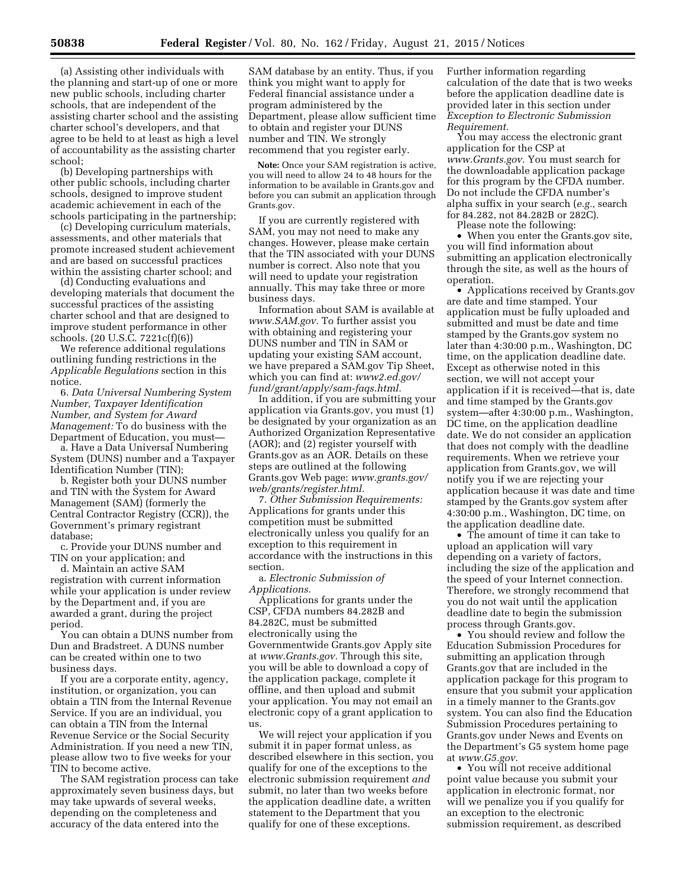(a) Assisting other individuals with the planning and start-up of one or more new public schools, including charter schools, that are independent of the assisting charter school and the assisting charter school's developers, and that agree to be held to at least as high a level of accountability as the assisting charter school;

(b) Developing partnerships with other public schools, including charter schools, designed to improve student academic achievement in each of the schools participating in the partnership;

(c) Developing curriculum materials, assessments, and other materials that promote increased student achievement and are based on successful practices within the assisting charter school; and

(d) Conducting evaluations and developing materials that document the successful practices of the assisting charter school and that are designed to improve student performance in other schools. (20 U.S.C. 7221c(f)(6))

We reference additional regulations outlining funding restrictions in the *Applicable Regulations* section in this notice.

6. *Data Universal Numbering System Number, Taxpayer Identification Number, and System for Award Management:* To do business with the Department of Education, you must—

a. Have a Data Universal Numbering System (DUNS) number and a Taxpayer Identification Number (TIN);

b. Register both your DUNS number and TIN with the System for Award Management (SAM) (formerly the Central Contractor Registry (CCR)), the Government's primary registrant database;

c. Provide your DUNS number and TIN on your application; and

d. Maintain an active SAM registration with current information while your application is under review by the Department and, if you are awarded a grant, during the project period.

You can obtain a DUNS number from Dun and Bradstreet. A DUNS number can be created within one to two business days.

If you are a corporate entity, agency, institution, or organization, you can obtain a TIN from the Internal Revenue Service. If you are an individual, you can obtain a TIN from the Internal Revenue Service or the Social Security Administration. If you need a new TIN, please allow two to five weeks for your TIN to become active.

The SAM registration process can take approximately seven business days, but may take upwards of several weeks, depending on the completeness and accuracy of the data entered into the SAM database by an entity. Thus, if you think you might want to apply for Federal financial assistance under a program administered by the Department, please allow sufficient time to obtain and register your DUNS number and TIN. We strongly recommend that you register early.

**Note:** Once your SAM registration is active, you will need to allow 24 to 48 hours for the information to be available in Grants.gov and before you can submit an application through Grants.gov.

If you are currently registered with SAM, you may not need to make any changes. However, please make certain that the TIN associated with your DUNS number is correct. Also note that you will need to update your registration annually. This may take three or more business days.

Information about SAM is available at *www.SAM.gov.* To further assist you with obtaining and registering your DUNS number and TIN in SAM or updating your existing SAM account, we have prepared a SAM.gov Tip Sheet, which you can find at: *www2.ed.gov/fund/grant/apply/sam-faqs.html.*

In addition, if you are submitting your application via Grants.gov, you must (1) be designated by your organization as an Authorized Organization Representative (AOR); and (2) register yourself with Grants.gov as an AOR. Details on these steps are outlined at the following Grants.gov Web page: *www.grants.gov/web/grants/register.html.*

7. *Other Submission Requirements:* Applications for grants under this competition must be submitted electronically unless you qualify for an exception to this requirement in accordance with the instructions in this section.

a. *Electronic Submission of Applications.*

Applications for grants under the CSP, CFDA numbers 84.282B and 84.282C, must be submitted electronically using the Governmentwide Grants.gov Apply site at *www.Grants.gov.* Through this site, you will be able to download a copy of the application package, complete it offline, and then upload and submit your application. You may not email an electronic copy of a grant application to us.

We will reject your application if you submit it in paper format unless, as described elsewhere in this section, you qualify for one of the exceptions to the electronic submission requirement *and* submit, no later than two weeks before the application deadline date, a written statement to the Department that you qualify for one of these exceptions. Further information regarding calculation of the date that is two weeks before the application deadline date is provided later in this section under *Exception to Electronic Submission Requirement.*

You may access the electronic grant application for the CSP at *www.Grants.gov.* You must search for the downloadable application package for this program by the CFDA number. Do not include the CFDA number's alpha suffix in your search (*e.g.,* search for 84.282, not 84.282B or 282C).

Please note the following:

- When you enter the Grants.gov site, you will find information about submitting an application electronically through the site, as well as the hours of operation.
- Applications received by Grants.gov are date and time stamped. Your application must be fully uploaded and submitted and must be date and time stamped by the Grants.gov system no later than 4:30:00 p.m., Washington, DC time, on the application deadline date. Except as otherwise noted in this section, we will not accept your application if it is received—that is, date and time stamped by the Grants.gov system—after 4:30:00 p.m., Washington, DC time, on the application deadline date. We do not consider an application that does not comply with the deadline requirements. When we retrieve your application from Grants.gov, we will notify you if we are rejecting your application because it was date and time stamped by the Grants.gov system after 4:30:00 p.m., Washington, DC time, on the application deadline date.
- The amount of time it can take to upload an application will vary depending on a variety of factors, including the size of the application and the speed of your Internet connection. Therefore, we strongly recommend that you do not wait until the application deadline date to begin the submission process through Grants.gov.
- You should review and follow the Education Submission Procedures for submitting an application through Grants.gov that are included in the application package for this program to ensure that you submit your application in a timely manner to the Grants.gov system. You can also find the Education Submission Procedures pertaining to Grants.gov under News and Events on the Department's G5 system home page at *www.G5.gov.*
- You will not receive additional point value because you submit your application in electronic format, nor will we penalize you if you qualify for an exception to the electronic submission requirement, as described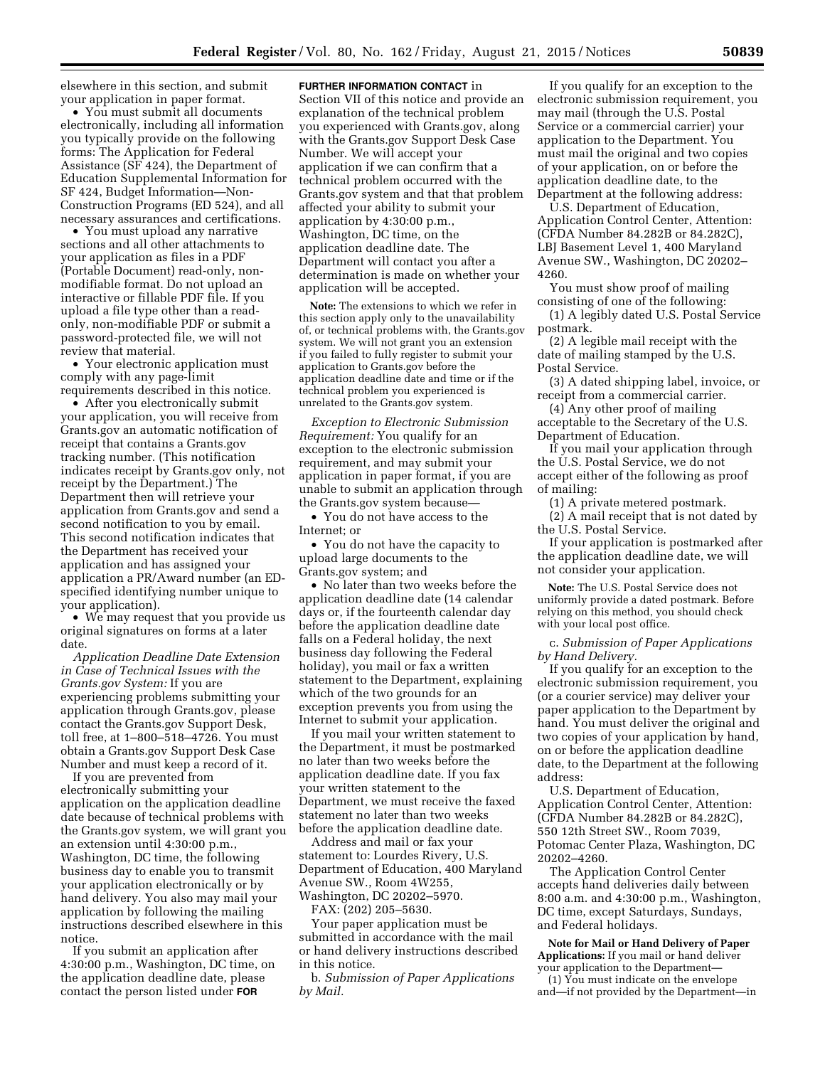elsewhere in this section, and submit your application in paper format.

- You must submit all documents electronically, including all information you typically provide on the following forms: The Application for Federal Assistance (SF 424), the Department of Education Supplemental Information for SF 424, Budget Information—Non-Construction Programs (ED 524), and all necessary assurances and certifications.
- You must upload any narrative sections and all other attachments to your application as files in a PDF (Portable Document) read-only, non-modifiable format. Do not upload an interactive or fillable PDF file. If you upload a file type other than a read-only, non-modifiable PDF or submit a password-protected file, we will not review that material.
- Your electronic application must comply with any page-limit requirements described in this notice.
- After you electronically submit your application, you will receive from Grants.gov an automatic notification of receipt that contains a Grants.gov tracking number. (This notification indicates receipt by Grants.gov only, not receipt by the Department.) The Department then will retrieve your application from Grants.gov and send a second notification to you by email. This second notification indicates that the Department has received your application and has assigned your application a PR/Award number (an ED-specified identifying number unique to your application).
- We may request that you provide us original signatures on forms at a later date.

*Application Deadline Date Extension in Case of Technical Issues with the Grants.gov System:* If you are experiencing problems submitting your application through Grants.gov, please contact the Grants.gov Support Desk, toll free, at 1–800–518–4726. You must obtain a Grants.gov Support Desk Case Number and must keep a record of it.

If you are prevented from electronically submitting your application on the application deadline date because of technical problems with the Grants.gov system, we will grant you an extension until 4:30:00 p.m., Washington, DC time, the following business day to enable you to transmit your application electronically or by hand delivery. You also may mail your application by following the mailing instructions described elsewhere in this notice.

If you submit an application after 4:30:00 p.m., Washington, DC time, on the application deadline date, please contact the person listed under **FOR FURTHER INFORMATION CONTACT** in Section VII of this notice and provide an explanation of the technical problem you experienced with Grants.gov, along with the Grants.gov Support Desk Case Number. We will accept your application if we can confirm that a technical problem occurred with the Grants.gov system and that that problem affected your ability to submit your application by 4:30:00 p.m., Washington, DC time, on the application deadline date. The Department will contact you after a determination is made on whether your application will be accepted.

**Note:** The extensions to which we refer in this section apply only to the unavailability of, or technical problems with, the Grants.gov system. We will not grant you an extension if you failed to fully register to submit your application to Grants.gov before the application deadline date and time or if the technical problem you experienced is unrelated to the Grants.gov system.

*Exception to Electronic Submission Requirement:* You qualify for an exception to the electronic submission requirement, and may submit your application in paper format, if you are unable to submit an application through the Grants.gov system because—

- You do not have access to the Internet; or
- You do not have the capacity to upload large documents to the Grants.gov system; and
- No later than two weeks before the application deadline date (14 calendar days or, if the fourteenth calendar day before the application deadline date falls on a Federal holiday, the next business day following the Federal holiday), you mail or fax a written statement to the Department, explaining which of the two grounds for an exception prevents you from using the Internet to submit your application.

If you mail your written statement to the Department, it must be postmarked no later than two weeks before the application deadline date. If you fax your written statement to the Department, we must receive the faxed statement no later than two weeks before the application deadline date.

Address and mail or fax your statement to: Lourdes Rivery, U.S. Department of Education, 400 Maryland Avenue SW., Room 4W255, Washington, DC 20202–5970.

FAX: (202) 205–5630.

Your paper application must be submitted in accordance with the mail or hand delivery instructions described in this notice.

b. *Submission of Paper Applications by Mail.*

If you qualify for an exception to the electronic submission requirement, you may mail (through the U.S. Postal Service or a commercial carrier) your application to the Department. You must mail the original and two copies of your application, on or before the application deadline date, to the Department at the following address:

U.S. Department of Education, Application Control Center, Attention: (CFDA Number 84.282B or 84.282C), LBJ Basement Level 1, 400 Maryland Avenue SW., Washington, DC 20202–4260.

You must show proof of mailing consisting of one of the following:

(1) A legibly dated U.S. Postal Service postmark.

(2) A legible mail receipt with the date of mailing stamped by the U.S. Postal Service.

(3) A dated shipping label, invoice, or receipt from a commercial carrier.

(4) Any other proof of mailing acceptable to the Secretary of the U.S. Department of Education.

If you mail your application through the U.S. Postal Service, we do not accept either of the following as proof of mailing:

(1) A private metered postmark.

(2) A mail receipt that is not dated by the U.S. Postal Service.

If your application is postmarked after the application deadline date, we will not consider your application.

**Note:** The U.S. Postal Service does not uniformly provide a dated postmark. Before relying on this method, you should check with your local post office.

c. *Submission of Paper Applications by Hand Delivery.*

If you qualify for an exception to the electronic submission requirement, you (or a courier service) may deliver your paper application to the Department by hand. You must deliver the original and two copies of your application by hand, on or before the application deadline date, to the Department at the following address:

U.S. Department of Education, Application Control Center, Attention: (CFDA Number 84.282B or 84.282C), 550 12th Street SW., Room 7039, Potomac Center Plaza, Washington, DC 20202–4260.

The Application Control Center accepts hand deliveries daily between 8:00 a.m. and 4:30:00 p.m., Washington, DC time, except Saturdays, Sundays, and Federal holidays.

**Note for Mail or Hand Delivery of Paper Applications:** If you mail or hand deliver your application to the Department—

(1) You must indicate on the envelope and—if not provided by the Department—in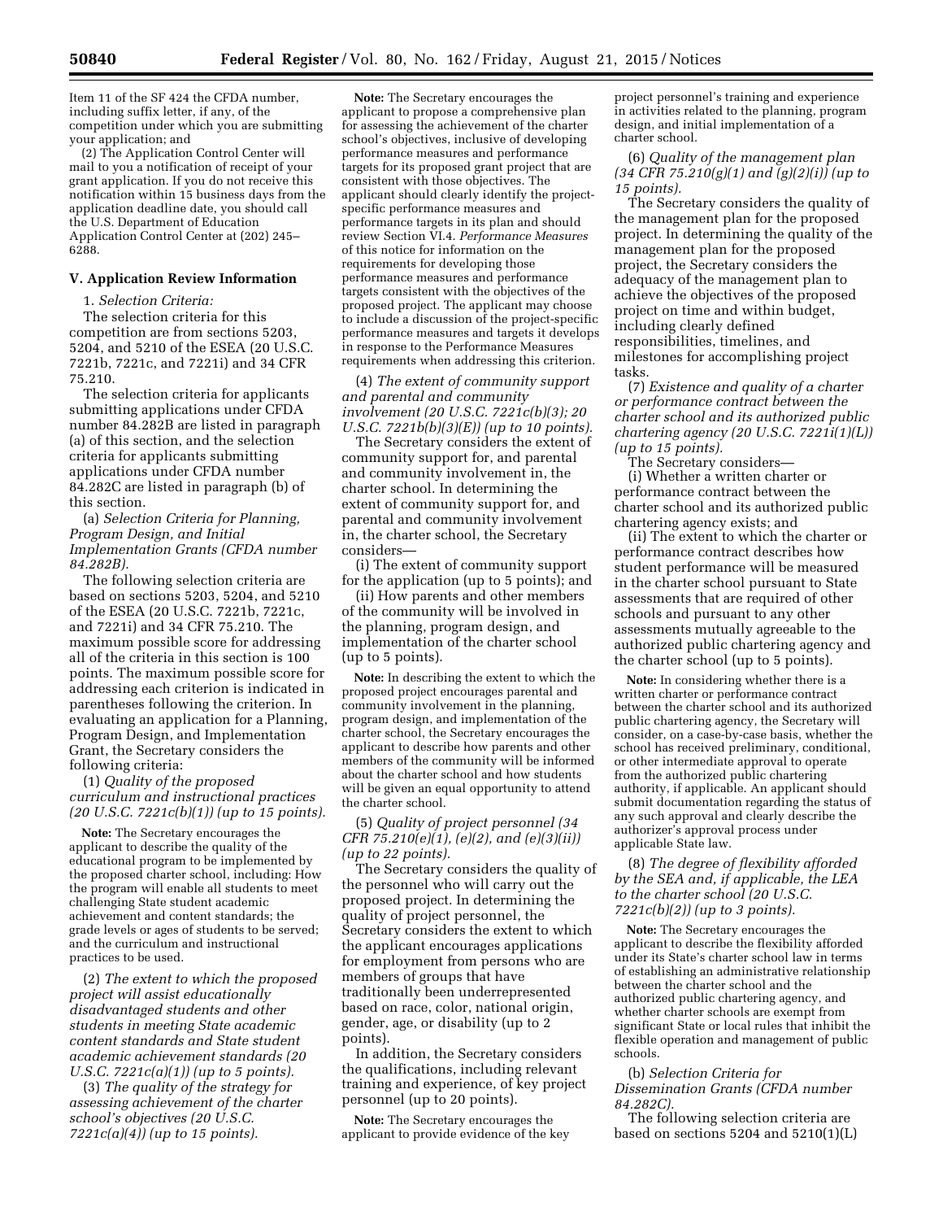Item 11 of the SF 424 the CFDA number, including suffix letter, if any, of the competition under which you are submitting your application; and

(2) The Application Control Center will mail to you a notification of receipt of your grant application. If you do not receive this notification within 15 business days from the application deadline date, you should call the U.S. Department of Education Application Control Center at (202) 245–6288.

## V. Application Review Information

1. *Selection Criteria:*

The selection criteria for this competition are from sections 5203, 5204, and 5210 of the ESEA (20 U.S.C. 7221b, 7221c, and 7221i) and 34 CFR 75.210.

The selection criteria for applicants submitting applications under CFDA number 84.282B are listed in paragraph (a) of this section, and the selection criteria for applicants submitting applications under CFDA number 84.282C are listed in paragraph (b) of this section.

(a) *Selection Criteria for Planning, Program Design, and Initial Implementation Grants (CFDA number 84.282B).*

The following selection criteria are based on sections 5203, 5204, and 5210 of the ESEA (20 U.S.C. 7221b, 7221c, and 7221i) and 34 CFR 75.210. The maximum possible score for addressing all of the criteria in this section is 100 points. The maximum possible score for addressing each criterion is indicated in parentheses following the criterion. In evaluating an application for a Planning, Program Design, and Implementation Grant, the Secretary considers the following criteria:

(1) *Quality of the proposed curriculum and instructional practices (20 U.S.C. 7221c(b)(1)) (up to 15 points).*

**Note:** The Secretary encourages the applicant to describe the quality of the educational program to be implemented by the proposed charter school, including: How the program will enable all students to meet challenging State student academic achievement and content standards; the grade levels or ages of students to be served; and the curriculum and instructional practices to be used.

(2) *The extent to which the proposed project will assist educationally disadvantaged students and other students in meeting State academic content standards and State student academic achievement standards (20 U.S.C. 7221c(a)(1)) (up to 5 points).*

(3) *The quality of the strategy for assessing achievement of the charter school's objectives (20 U.S.C. 7221c(a)(4)) (up to 15 points).*

**Note:** The Secretary encourages the applicant to propose a comprehensive plan for assessing the achievement of the charter school's objectives, inclusive of developing performance measures and performance targets for its proposed grant project that are consistent with those objectives. The applicant should clearly identify the project-specific performance measures and performance targets in its plan and should review Section VI.4. *Performance Measures* of this notice for information on the requirements for developing those performance measures and performance targets consistent with the objectives of the proposed project. The applicant may choose to include a discussion of the project-specific performance measures and targets it develops in response to the Performance Measures requirements when addressing this criterion.

(4) *The extent of community support and parental and community involvement (20 U.S.C. 7221c(b)(3); 20 U.S.C. 7221b(b)(3)(E)) (up to 10 points).*

The Secretary considers the extent of community support for, and parental and community involvement in, the charter school. In determining the extent of community support for, and parental and community involvement in, the charter school, the Secretary considers—

(i) The extent of community support for the application (up to 5 points); and

(ii) How parents and other members of the community will be involved in the planning, program design, and implementation of the charter school (up to 5 points).

**Note:** In describing the extent to which the proposed project encourages parental and community involvement in the planning, program design, and implementation of the charter school, the Secretary encourages the applicant to describe how parents and other members of the community will be informed about the charter school and how students will be given an equal opportunity to attend the charter school.

(5) *Quality of project personnel (34 CFR 75.210(e)(1), (e)(2), and (e)(3)(ii)) (up to 22 points).*

The Secretary considers the quality of the personnel who will carry out the proposed project. In determining the quality of project personnel, the Secretary considers the extent to which the applicant encourages applications for employment from persons who are members of groups that have traditionally been underrepresented based on race, color, national origin, gender, age, or disability (up to 2 points).

In addition, the Secretary considers the qualifications, including relevant training and experience, of key project personnel (up to 20 points).

**Note:** The Secretary encourages the applicant to provide evidence of the key project personnel's training and experience in activities related to the planning, program design, and initial implementation of a charter school.

(6) *Quality of the management plan (34 CFR 75.210(g)(1) and (g)(2)(i)) (up to 15 points).*

The Secretary considers the quality of the management plan for the proposed project. In determining the quality of the management plan for the proposed project, the Secretary considers the adequacy of the management plan to achieve the objectives of the proposed project on time and within budget, including clearly defined responsibilities, timelines, and milestones for accomplishing project tasks.

(7) *Existence and quality of a charter or performance contract between the charter school and its authorized public chartering agency (20 U.S.C. 7221i(1)(L)) (up to 15 points).*

The Secretary considers—

(i) Whether a written charter or performance contract between the charter school and its authorized public chartering agency exists; and

(ii) The extent to which the charter or performance contract describes how student performance will be measured in the charter school pursuant to State assessments that are required of other schools and pursuant to any other assessments mutually agreeable to the authorized public chartering agency and the charter school (up to 5 points).

**Note:** In considering whether there is a written charter or performance contract between the charter school and its authorized public chartering agency, the Secretary will consider, on a case-by-case basis, whether the school has received preliminary, conditional, or other intermediate approval to operate from the authorized public chartering authority, if applicable. An applicant should submit documentation regarding the status of any such approval and clearly describe the authorizer's approval process under applicable State law.

(8) *The degree of flexibility afforded by the SEA and, if applicable, the LEA to the charter school (20 U.S.C. 7221c(b)(2)) (up to 3 points).*

**Note:** The Secretary encourages the applicant to describe the flexibility afforded under its State's charter school law in terms of establishing an administrative relationship between the charter school and the authorized public chartering agency, and whether charter schools are exempt from significant State or local rules that inhibit the flexible operation and management of public schools.

(b) *Selection Criteria for Dissemination Grants (CFDA number 84.282C).*

The following selection criteria are based on sections 5204 and 5210(1)(L)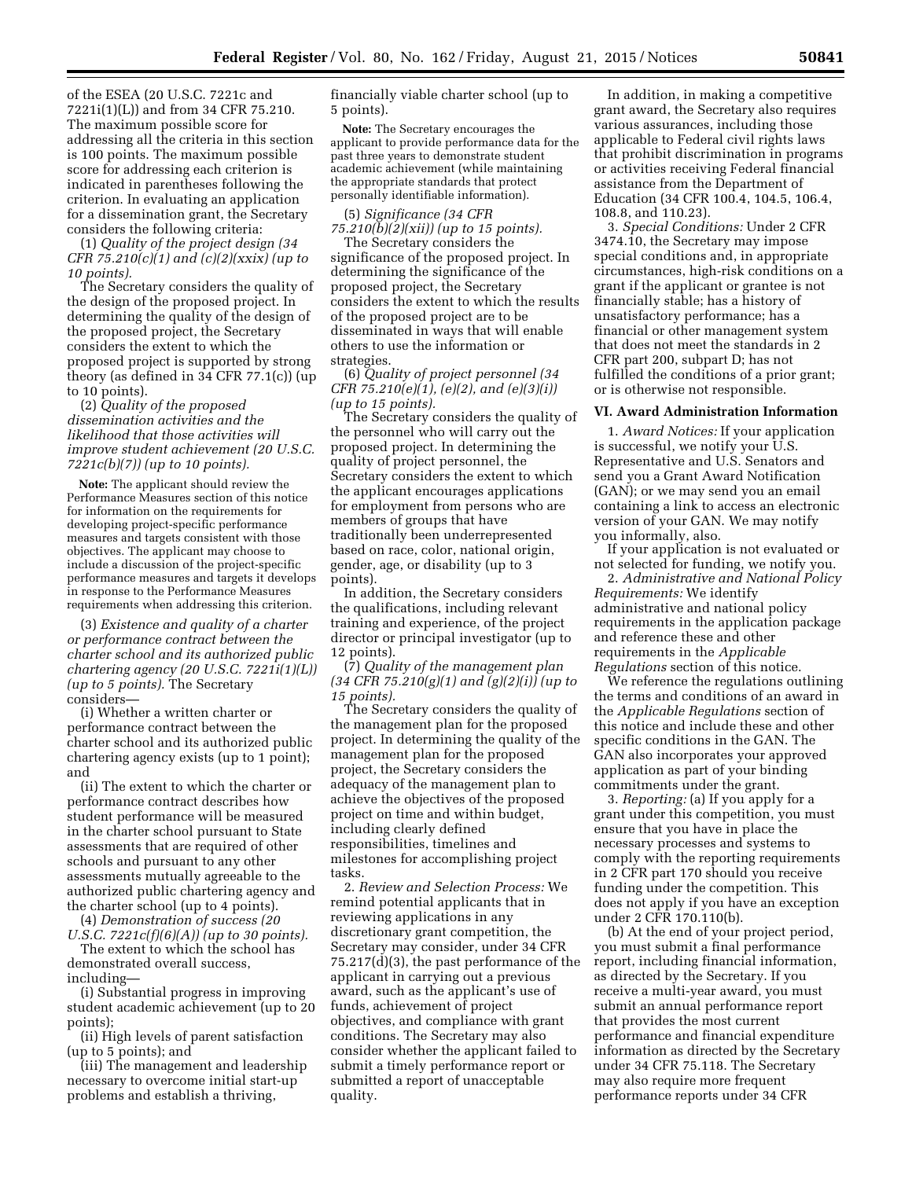of the ESEA (20 U.S.C. 7221c and 7221i(1)(L)) and from 34 CFR 75.210. The maximum possible score for addressing all the criteria in this section is 100 points. The maximum possible score for addressing each criterion is indicated in parentheses following the criterion. In evaluating an application for a dissemination grant, the Secretary considers the following criteria:

(1) *Quality of the project design (34 CFR 75.210(c)(1) and (c)(2)(xxix) (up to 10 points).*

The Secretary considers the quality of the design of the proposed project. In determining the quality of the design of the proposed project, the Secretary considers the extent to which the proposed project is supported by strong theory (as defined in 34 CFR 77.1(c)) (up to 10 points).

(2) *Quality of the proposed dissemination activities and the likelihood that those activities will improve student achievement (20 U.S.C. 7221c(b)(7)) (up to 10 points).*

**Note:** The applicant should review the Performance Measures section of this notice for information on the requirements for developing project-specific performance measures and targets consistent with those objectives. The applicant may choose to include a discussion of the project-specific performance measures and targets it develops in response to the Performance Measures requirements when addressing this criterion.

(3) *Existence and quality of a charter or performance contract between the charter school and its authorized public chartering agency (20 U.S.C. 7221i(1)(L)) (up to 5 points).* The Secretary considers—

(i) Whether a written charter or performance contract between the charter school and its authorized public chartering agency exists (up to 1 point); and

(ii) The extent to which the charter or performance contract describes how student performance will be measured in the charter school pursuant to State assessments that are required of other schools and pursuant to any other assessments mutually agreeable to the authorized public chartering agency and the charter school (up to 4 points).

(4) *Demonstration of success (20 U.S.C. 7221c(f)(6)(A)) (up to 30 points).*

The extent to which the school has demonstrated overall success, including—

(i) Substantial progress in improving student academic achievement (up to 20 points);

(ii) High levels of parent satisfaction (up to 5 points); and

(iii) The management and leadership necessary to overcome initial start-up problems and establish a thriving, financially viable charter school (up to 5 points).

**Note:** The Secretary encourages the applicant to provide performance data for the past three years to demonstrate student academic achievement (while maintaining the appropriate standards that protect personally identifiable information).

(5) *Significance (34 CFR 75.210(b)(2)(xii)) (up to 15 points).*

The Secretary considers the significance of the proposed project. In determining the significance of the proposed project, the Secretary considers the extent to which the results of the proposed project are to be disseminated in ways that will enable others to use the information or strategies.

(6) *Quality of project personnel (34 CFR 75.210(e)(1), (e)(2), and (e)(3)(i)) (up to 15 points).*

The Secretary considers the quality of the personnel who will carry out the proposed project. In determining the quality of project personnel, the Secretary considers the extent to which the applicant encourages applications for employment from persons who are members of groups that have traditionally been underrepresented based on race, color, national origin, gender, age, or disability (up to 3 points).

In addition, the Secretary considers the qualifications, including relevant training and experience, of the project director or principal investigator (up to 12 points).

(7) *Quality of the management plan (34 CFR 75.210(g)(1) and (g)(2)(i)) (up to 15 points).*

The Secretary considers the quality of the management plan for the proposed project. In determining the quality of the management plan for the proposed project, the Secretary considers the adequacy of the management plan to achieve the objectives of the proposed project on time and within budget, including clearly defined responsibilities, timelines and milestones for accomplishing project tasks.

2. *Review and Selection Process:* We remind potential applicants that in reviewing applications in any discretionary grant competition, the Secretary may consider, under 34 CFR 75.217(d)(3), the past performance of the applicant in carrying out a previous award, such as the applicant's use of funds, achievement of project objectives, and compliance with grant conditions. The Secretary may also consider whether the applicant failed to submit a timely performance report or submitted a report of unacceptable quality.

In addition, in making a competitive grant award, the Secretary also requires various assurances, including those applicable to Federal civil rights laws that prohibit discrimination in programs or activities receiving Federal financial assistance from the Department of Education (34 CFR 100.4, 104.5, 106.4, 108.8, and 110.23).

3. *Special Conditions:* Under 2 CFR 3474.10, the Secretary may impose special conditions and, in appropriate circumstances, high-risk conditions on a grant if the applicant or grantee is not financially stable; has a history of unsatisfactory performance; has a financial or other management system that does not meet the standards in 2 CFR part 200, subpart D; has not fulfilled the conditions of a prior grant; or is otherwise not responsible.

## VI. Award Administration Information

1. *Award Notices:* If your application is successful, we notify your U.S. Representative and U.S. Senators and send you a Grant Award Notification (GAN); or we may send you an email containing a link to access an electronic version of your GAN. We may notify you informally, also.

If your application is not evaluated or not selected for funding, we notify you.

2. *Administrative and National Policy Requirements:* We identify administrative and national policy requirements in the application package and reference these and other requirements in the *Applicable Regulations* section of this notice.

We reference the regulations outlining the terms and conditions of an award in the *Applicable Regulations* section of this notice and include these and other specific conditions in the GAN. The GAN also incorporates your approved application as part of your binding commitments under the grant.

3. *Reporting:* (a) If you apply for a grant under this competition, you must ensure that you have in place the necessary processes and systems to comply with the reporting requirements in 2 CFR part 170 should you receive funding under the competition. This does not apply if you have an exception under 2 CFR 170.110(b).

(b) At the end of your project period, you must submit a final performance report, including financial information, as directed by the Secretary. If you receive a multi-year award, you must submit an annual performance report that provides the most current performance and financial expenditure information as directed by the Secretary under 34 CFR 75.118. The Secretary may also require more frequent performance reports under 34 CFR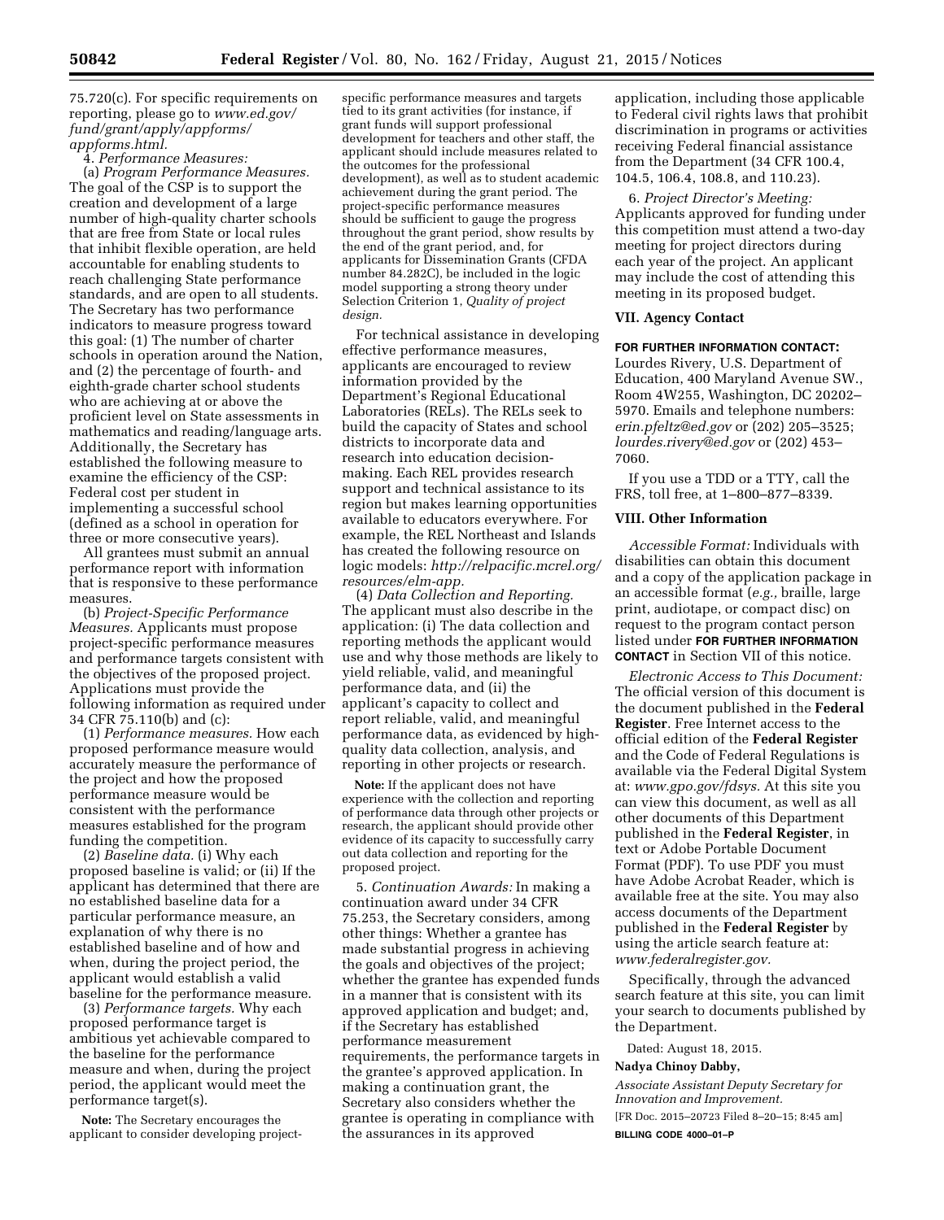75.720(c). For specific requirements on reporting, please go to *www.ed.gov/fund/grant/apply/appforms/appforms.html.*

4. *Performance Measures:*

(a) *Program Performance Measures.* The goal of the CSP is to support the creation and development of a large number of high-quality charter schools that are free from State or local rules that inhibit flexible operation, are held accountable for enabling students to reach challenging State performance standards, and are open to all students. The Secretary has two performance indicators to measure progress toward this goal: (1) The number of charter schools in operation around the Nation, and (2) the percentage of fourth- and eighth-grade charter school students who are achieving at or above the proficient level on State assessments in mathematics and reading/language arts. Additionally, the Secretary has established the following measure to examine the efficiency of the CSP: Federal cost per student in implementing a successful school (defined as a school in operation for three or more consecutive years).

All grantees must submit an annual performance report with information that is responsive to these performance measures.

(b) *Project-Specific Performance Measures.* Applicants must propose project-specific performance measures and performance targets consistent with the objectives of the proposed project. Applications must provide the following information as required under 34 CFR 75.110(b) and (c):

(1) *Performance measures.* How each proposed performance measure would accurately measure the performance of the project and how the proposed performance measure would be consistent with the performance measures established for the program funding the competition.

(2) *Baseline data.* (i) Why each proposed baseline is valid; or (ii) If the applicant has determined that there are no established baseline data for a particular performance measure, an explanation of why there is no established baseline and of how and when, during the project period, the applicant would establish a valid baseline for the performance measure.

(3) *Performance targets.* Why each proposed performance target is ambitious yet achievable compared to the baseline for the performance measure and when, during the project period, the applicant would meet the performance target(s).

**Note:** The Secretary encourages the applicant to consider developing project-specific performance measures and targets tied to its grant activities (for instance, if grant funds will support professional development for teachers and other staff, the applicant should include measures related to the outcomes for the professional development), as well as to student academic achievement during the grant period. The project-specific performance measures should be sufficient to gauge the progress throughout the grant period, show results by the end of the grant period, and, for applicants for Dissemination Grants (CFDA number 84.282C), be included in the logic model supporting a strong theory under Selection Criterion 1, *Quality of project design.*

For technical assistance in developing effective performance measures, applicants are encouraged to review information provided by the Department's Regional Educational Laboratories (RELs). The RELs seek to build the capacity of States and school districts to incorporate data and research into education decision-making. Each REL provides research support and technical assistance to its region but makes learning opportunities available to educators everywhere. For example, the REL Northeast and Islands has created the following resource on logic models: *http://relpacific.mcrel.org/resources/elm-app.*

(4) *Data Collection and Reporting.* The applicant must also describe in the application: (i) The data collection and reporting methods the applicant would use and why those methods are likely to yield reliable, valid, and meaningful performance data, and (ii) the applicant's capacity to collect and report reliable, valid, and meaningful performance data, as evidenced by high-quality data collection, analysis, and reporting in other projects or research.

**Note:** If the applicant does not have experience with the collection and reporting of performance data through other projects or research, the applicant should provide other evidence of its capacity to successfully carry out data collection and reporting for the proposed project.

5. *Continuation Awards:* In making a continuation award under 34 CFR 75.253, the Secretary considers, among other things: Whether a grantee has made substantial progress in achieving the goals and objectives of the project; whether the grantee has expended funds in a manner that is consistent with its approved application and budget; and, if the Secretary has established performance measurement requirements, the performance targets in the grantee's approved application. In making a continuation grant, the Secretary also considers whether the grantee is operating in compliance with the assurances in its approved application, including those applicable to Federal civil rights laws that prohibit discrimination in programs or activities receiving Federal financial assistance from the Department (34 CFR 100.4, 104.5, 106.4, 108.8, and 110.23).

6. *Project Director's Meeting:* Applicants approved for funding under this competition must attend a two-day meeting for project directors during each year of the project. An applicant may include the cost of attending this meeting in its proposed budget.

## VII. Agency Contact

**FOR FURTHER INFORMATION CONTACT:** Lourdes Rivery, U.S. Department of Education, 400 Maryland Avenue SW., Room 4W255, Washington, DC 20202–5970. Emails and telephone numbers: *erin.pfeltz@ed.gov* or (202) 205–3525; *lourdes.rivery@ed.gov* or (202) 453–7060.

If you use a TDD or a TTY, call the FRS, toll free, at 1–800–877–8339.

## VIII. Other Information

*Accessible Format:* Individuals with disabilities can obtain this document and a copy of the application package in an accessible format (*e.g.,* braille, large print, audiotape, or compact disc) on request to the program contact person listed under **FOR FURTHER INFORMATION CONTACT** in Section VII of this notice.

*Electronic Access to This Document:* The official version of this document is the document published in the **Federal Register**. Free Internet access to the official edition of the **Federal Register** and the Code of Federal Regulations is available via the Federal Digital System at: *www.gpo.gov/fdsys.* At this site you can view this document, as well as all other documents of this Department published in the **Federal Register**, in text or Adobe Portable Document Format (PDF). To use PDF you must have Adobe Acrobat Reader, which is available free at the site. You may also access documents of the Department published in the **Federal Register** by using the article search feature at: *www.federalregister.gov.*

Specifically, through the advanced search feature at this site, you can limit your search to documents published by the Department.

Dated: August 18, 2015.

**Nadya Chinoy Dabby,**

*Associate Assistant Deputy Secretary for Innovation and Improvement.*

[FR Doc. 2015–20723 Filed 8–20–15; 8:45 am]

**BILLING CODE 4000–01–P**